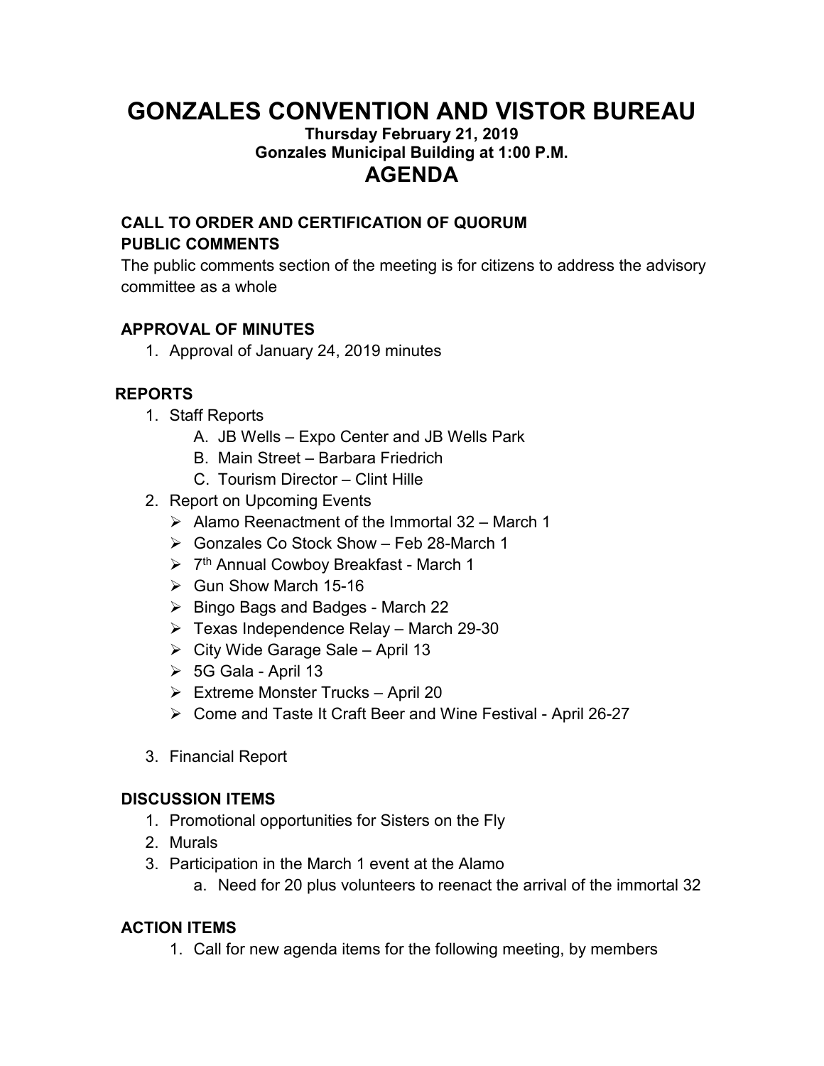# GONZALES CONVENTION AND VISTOR BUREAU

**Thursday February 21, 2019**
**Gonzales Municipal Building at 1:00 P.M.**

## AGENDA

### CALL TO ORDER AND CERTIFICATION OF QUORUM

### PUBLIC COMMENTS

The public comments section of the meeting is for citizens to address the advisory committee as a whole

### APPROVAL OF MINUTES

1. Approval of January 24, 2019 minutes

### REPORTS

1. Staff Reports
   A. JB Wells – Expo Center and JB Wells Park
   B. Main Street – Barbara Friedrich
   C. Tourism Director – Clint Hille
2. Report on Upcoming Events
   - Alamo Reenactment of the Immortal 32 – March 1
   - Gonzales Co Stock Show – Feb 28-March 1
   - 7th Annual Cowboy Breakfast - March 1
   - Gun Show March 15-16
   - Bingo Bags and Badges - March 22
   - Texas Independence Relay – March 29-30
   - City Wide Garage Sale – April 13
   - 5G Gala - April 13
   - Extreme Monster Trucks – April 20
   - Come and Taste It Craft Beer and Wine Festival - April 26-27
3. Financial Report

### DISCUSSION ITEMS

1. Promotional opportunities for Sisters on the Fly
2. Murals
3. Participation in the March 1 event at the Alamo
   a. Need for 20 plus volunteers to reenact the arrival of the immortal 32

### ACTION ITEMS

1. Call for new agenda items for the following meeting, by members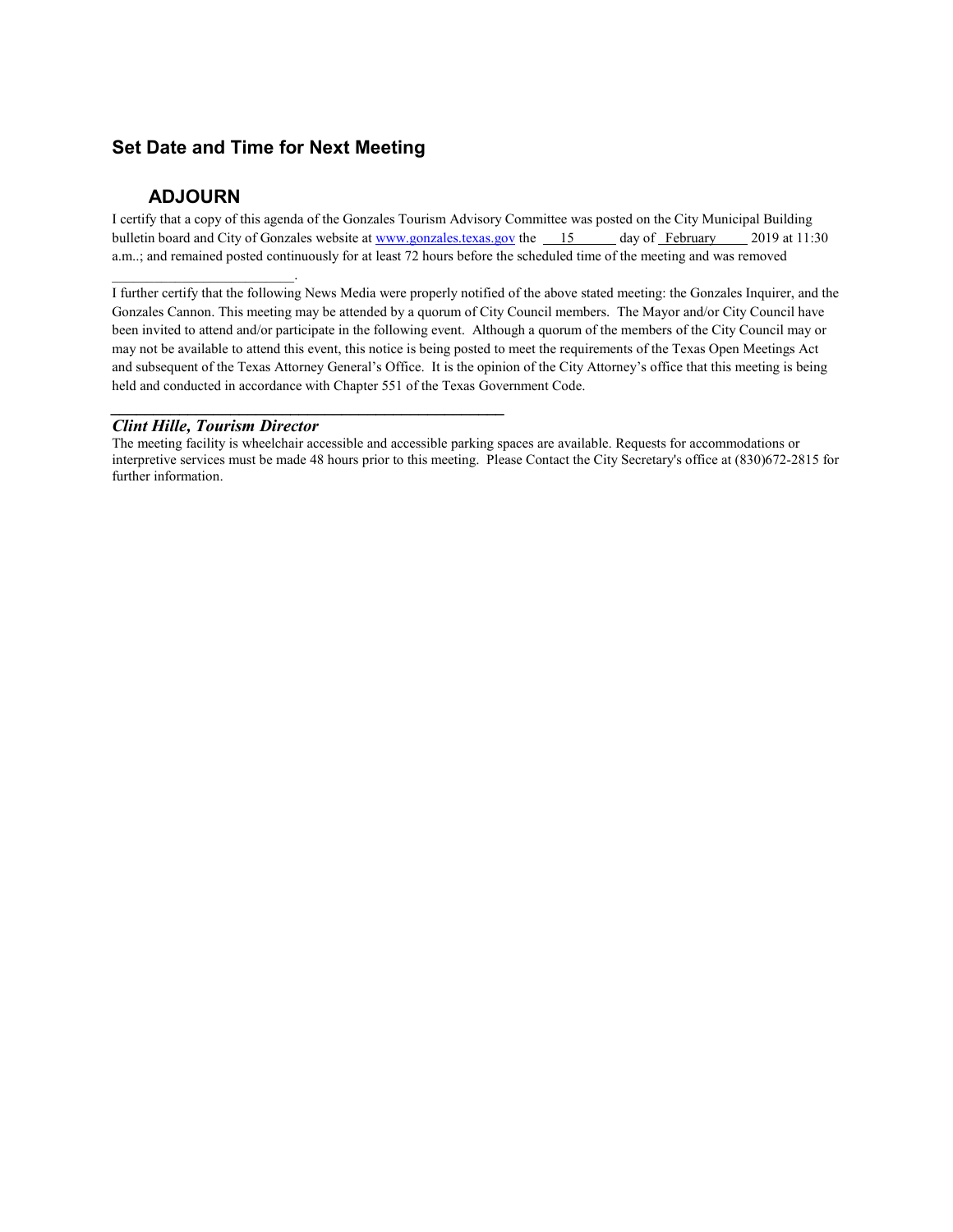## Set Date and Time for Next Meeting

### ADJOURN

I certify that a copy of this agenda of the Gonzales Tourism Advisory Committee was posted on the City Municipal Building bulletin board and City of Gonzales website at www.gonzales.texas.gov the 15 day of February 2019 at 11:30 a.m..; and remained posted continuously for at least 72 hours before the scheduled time of the meeting and was removed \_\_\_\_\_\_\_\_\_\_\_\_\_\_\_\_\_\_\_\_\_\_\_\_\_\_.

I further certify that the following News Media were properly notified of the above stated meeting: the Gonzales Inquirer, and the Gonzales Cannon. This meeting may be attended by a quorum of City Council members. The Mayor and/or City Council have been invited to attend and/or participate in the following event. Although a quorum of the members of the City Council may or may not be available to attend this event, this notice is being posted to meet the requirements of the Texas Open Meetings Act and subsequent of the Texas Attorney General's Office. It is the opinion of the City Attorney's office that this meeting is being held and conducted in accordance with Chapter 551 of the Texas Government Code.

\_\_\_\_\_\_\_\_\_\_\_\_\_\_\_\_\_\_\_\_\_\_\_\_\_\_\_\_\_\_\_\_\_\_\_\_\_\_\_\_\_\_\_\_\_\_

***Clint Hille, Tourism Director***

The meeting facility is wheelchair accessible and accessible parking spaces are available. Requests for accommodations or interpretive services must be made 48 hours prior to this meeting. Please Contact the City Secretary's office at (830)672-2815 for further information.